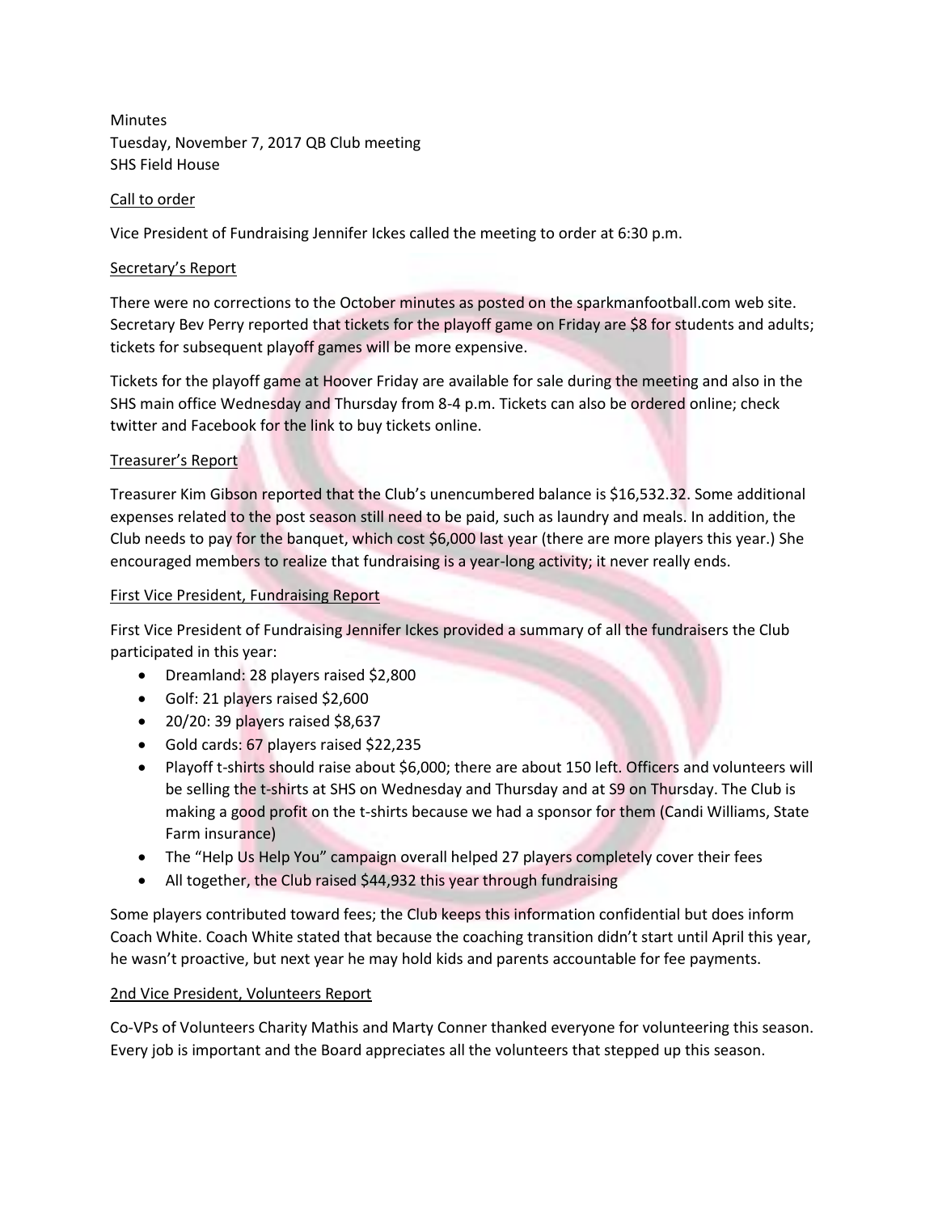Minutes
Tuesday, November 7, 2017 QB Club meeting
SHS Field House

## Call to order

Vice President of Fundraising Jennifer Ickes called the meeting to order at 6:30 p.m.

## Secretary's Report

There were no corrections to the October minutes as posted on the sparkmanfootball.com web site. Secretary Bev Perry reported that tickets for the playoff game on Friday are $8 for students and adults; tickets for subsequent playoff games will be more expensive.

Tickets for the playoff game at Hoover Friday are available for sale during the meeting and also in the SHS main office Wednesday and Thursday from 8-4 p.m. Tickets can also be ordered online; check twitter and Facebook for the link to buy tickets online.

## Treasurer's Report

Treasurer Kim Gibson reported that the Club's unencumbered balance is $16,532.32. Some additional expenses related to the post season still need to be paid, such as laundry and meals. In addition, the Club needs to pay for the banquet, which cost $6,000 last year (there are more players this year.) She encouraged members to realize that fundraising is a year-long activity; it never really ends.

## First Vice President, Fundraising Report

First Vice President of Fundraising Jennifer Ickes provided a summary of all the fundraisers the Club participated in this year:

- Dreamland: 28 players raised $2,800
- Golf: 21 players raised $2,600
- 20/20: 39 players raised $8,637
- Gold cards: 67 players raised $22,235
- Playoff t-shirts should raise about $6,000; there are about 150 left. Officers and volunteers will be selling the t-shirts at SHS on Wednesday and Thursday and at S9 on Thursday. The Club is making a good profit on the t-shirts because we had a sponsor for them (Candi Williams, State Farm insurance)
- The "Help Us Help You" campaign overall helped 27 players completely cover their fees
- All together, the Club raised $44,932 this year through fundraising

Some players contributed toward fees; the Club keeps this information confidential but does inform Coach White. Coach White stated that because the coaching transition didn't start until April this year, he wasn't proactive, but next year he may hold kids and parents accountable for fee payments.

## 2nd Vice President, Volunteers Report

Co-VPs of Volunteers Charity Mathis and Marty Conner thanked everyone for volunteering this season. Every job is important and the Board appreciates all the volunteers that stepped up this season.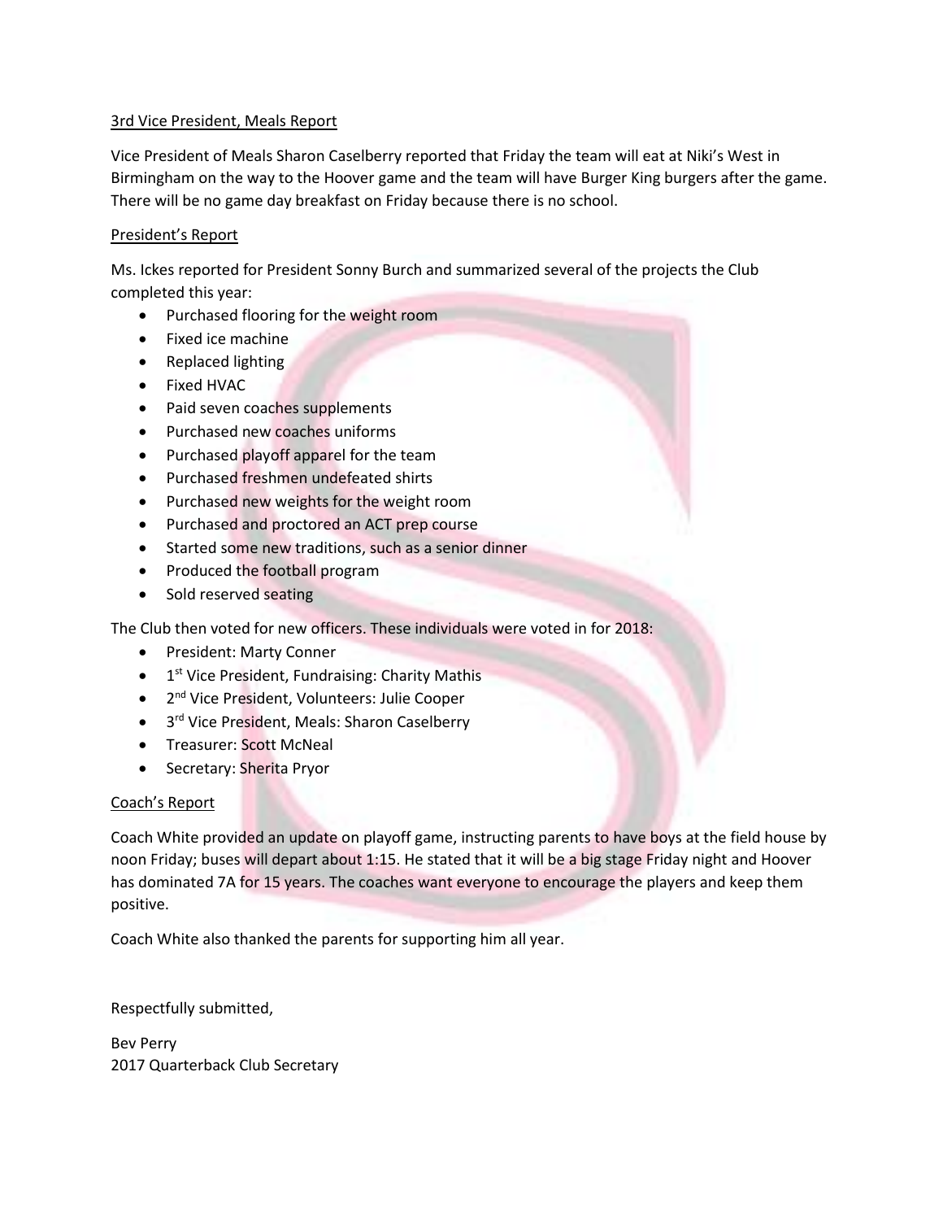3rd Vice President, Meals Report

Vice President of Meals Sharon Caselberry reported that Friday the team will eat at Niki's West in Birmingham on the way to the Hoover game and the team will have Burger King burgers after the game. There will be no game day breakfast on Friday because there is no school.

President's Report

Ms. Ickes reported for President Sonny Burch and summarized several of the projects the Club completed this year:

- Purchased flooring for the weight room
- Fixed ice machine
- Replaced lighting
- Fixed HVAC
- Paid seven coaches supplements
- Purchased new coaches uniforms
- Purchased playoff apparel for the team
- Purchased freshmen undefeated shirts
- Purchased new weights for the weight room
- Purchased and proctored an ACT prep course
- Started some new traditions, such as a senior dinner
- Produced the football program
- Sold reserved seating

The Club then voted for new officers. These individuals were voted in for 2018:

- President: Marty Conner
- 1st Vice President, Fundraising: Charity Mathis
- 2nd Vice President, Volunteers: Julie Cooper
- 3rd Vice President, Meals: Sharon Caselberry
- Treasurer: Scott McNeal
- Secretary: Sherita Pryor

Coach's Report

Coach White provided an update on playoff game, instructing parents to have boys at the field house by noon Friday; buses will depart about 1:15. He stated that it will be a big stage Friday night and Hoover has dominated 7A for 15 years. The coaches want everyone to encourage the players and keep them positive.

Coach White also thanked the parents for supporting him all year.

Respectfully submitted,

Bev Perry
2017 Quarterback Club Secretary